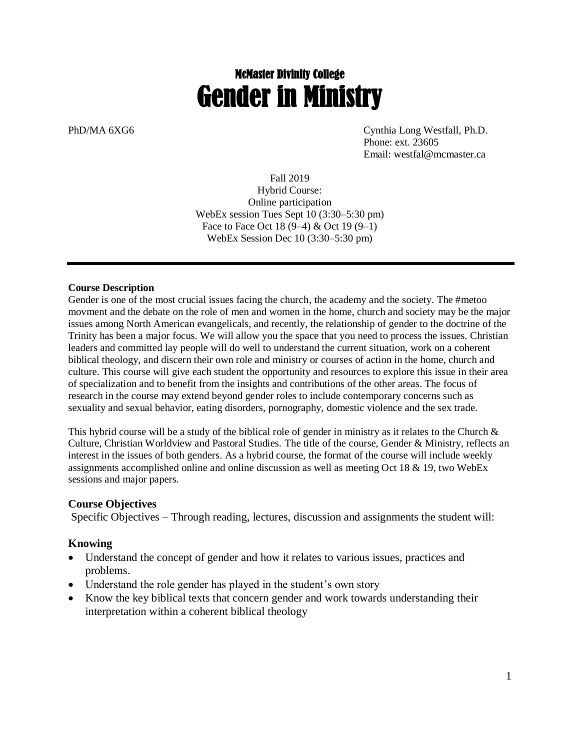# McMaster Divinity College

# Gender in Ministry

PhD/MA 6XG6

Cynthia Long Westfall, Ph.D.
Phone: ext. 23605
Email: westfal@mcmaster.ca

Fall 2019
Hybrid Course:
Online participation
WebEx session Tues Sept 10 (3:30–5:30 pm)
Face to Face Oct 18 (9–4) & Oct 19 (9–1)
WebEx Session Dec 10 (3:30–5:30 pm)

---

**Course Description**

Gender is one of the most crucial issues facing the church, the academy and the society. The #metoo movment and the debate on the role of men and women in the home, church and society may be the major issues among North American evangelicals, and recently, the relationship of gender to the doctrine of the Trinity has been a major focus. We will allow you the space that you need to process the issues. Christian leaders and committed lay people will do well to understand the current situation, work on a coherent biblical theology, and discern their own role and ministry or courses of action in the home, church and culture. This course will give each student the opportunity and resources to explore this issue in their area of specialization and to benefit from the insights and contributions of the other areas. The focus of research in the course may extend beyond gender roles to include contemporary concerns such as sexuality and sexual behavior, eating disorders, pornography, domestic violence and the sex trade.

This hybrid course will be a study of the biblical role of gender in ministry as it relates to the Church & Culture, Christian Worldview and Pastoral Studies. The title of the course, Gender & Ministry, reflects an interest in the issues of both genders. As a hybrid course, the format of the course will include weekly assignments accomplished online and online discussion as well as meeting Oct 18 & 19, two WebEx sessions and major papers.

### Course Objectives

Specific Objectives – Through reading, lectures, discussion and assignments the student will:

### Knowing

- Understand the concept of gender and how it relates to various issues, practices and problems.
- Understand the role gender has played in the student's own story
- Know the key biblical texts that concern gender and work towards understanding their interpretation within a coherent biblical theology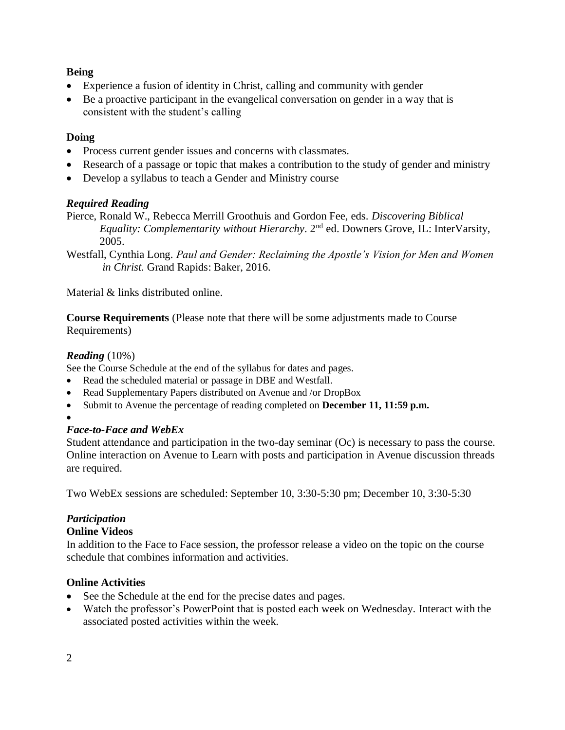**Being**

- Experience a fusion of identity in Christ, calling and community with gender
- Be a proactive participant in the evangelical conversation on gender in a way that is consistent with the student's calling

**Doing**

- Process current gender issues and concerns with classmates.
- Research of a passage or topic that makes a contribution to the study of gender and ministry
- Develop a syllabus to teach a Gender and Ministry course

***Required Reading***

Pierce, Ronald W., Rebecca Merrill Groothuis and Gordon Fee, eds. *Discovering Biblical Equality: Complementarity without Hierarchy*. 2nd ed. Downers Grove, IL: InterVarsity, 2005.

Westfall, Cynthia Long. *Paul and Gender: Reclaiming the Apostle's Vision for Men and Women in Christ.* Grand Rapids: Baker, 2016.

Material & links distributed online.

**Course Requirements** (Please note that there will be some adjustments made to Course Requirements)

***Reading*** (10%)

See the Course Schedule at the end of the syllabus for dates and pages.

- Read the scheduled material or passage in DBE and Westfall.
- Read Supplementary Papers distributed on Avenue and /or DropBox
- Submit to Avenue the percentage of reading completed on **December 11, 11:59 p.m.**

***Face-to-Face and WebEx***

Student attendance and participation in the two-day seminar (Oc) is necessary to pass the course. Online interaction on Avenue to Learn with posts and participation in Avenue discussion threads are required.

Two WebEx sessions are scheduled: September 10, 3:30-5:30 pm; December 10, 3:30-5:30

***Participation***

**Online Videos**

In addition to the Face to Face session, the professor release a video on the topic on the course schedule that combines information and activities.

**Online Activities**

- See the Schedule at the end for the precise dates and pages.
- Watch the professor's PowerPoint that is posted each week on Wednesday. Interact with the associated posted activities within the week.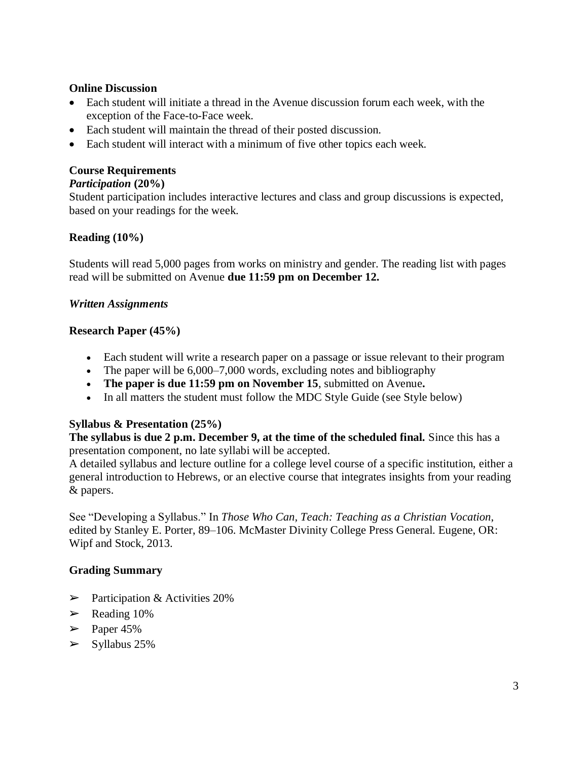**Online Discussion**

- Each student will initiate a thread in the Avenue discussion forum each week, with the exception of the Face-to-Face week.
- Each student will maintain the thread of their posted discussion.
- Each student will interact with a minimum of five other topics each week.

**Course Requirements**

***Participation* (20%)**

Student participation includes interactive lectures and class and group discussions is expected, based on your readings for the week.

**Reading (10%)**

Students will read 5,000 pages from works on ministry and gender. The reading list with pages read will be submitted on Avenue **due 11:59 pm on December 12.**

***Written Assignments***

**Research Paper (45%)**

- Each student will write a research paper on a passage or issue relevant to their program
- The paper will be 6,000–7,000 words, excluding notes and bibliography
- **The paper is due 11:59 pm on November 15**, submitted on Avenue**.**
- In all matters the student must follow the MDC Style Guide (see Style below)

**Syllabus & Presentation (25%)**

**The syllabus is due 2 p.m. December 9, at the time of the scheduled final.** Since this has a presentation component, no late syllabi will be accepted.

A detailed syllabus and lecture outline for a college level course of a specific institution, either a general introduction to Hebrews, or an elective course that integrates insights from your reading & papers.

See "Developing a Syllabus." In *Those Who Can, Teach: Teaching as a Christian Vocation*, edited by Stanley E. Porter, 89–106. McMaster Divinity College Press General. Eugene, OR: Wipf and Stock, 2013.

**Grading Summary**

- ➢ Participation & Activities 20%
- ➢ Reading 10%
- ➢ Paper 45%
- ➢ Syllabus 25%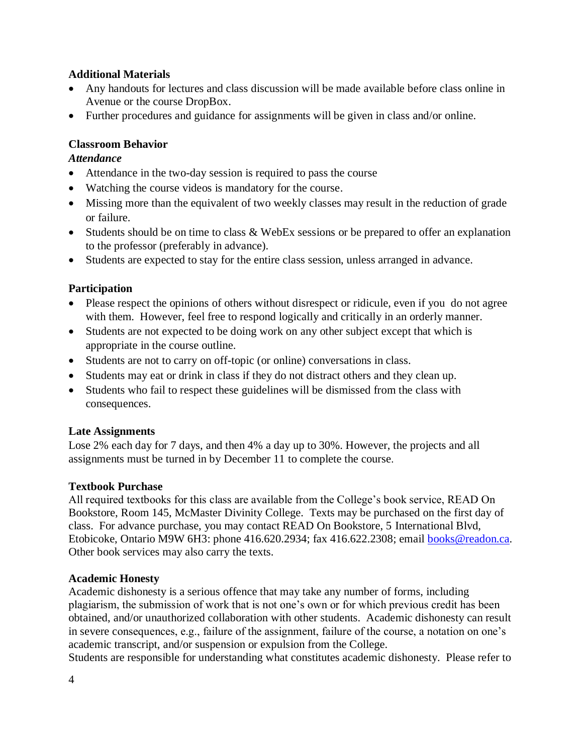### Additional Materials

- Any handouts for lectures and class discussion will be made available before class online in Avenue or the course DropBox.
- Further procedures and guidance for assignments will be given in class and/or online.

### Classroom Behavior

***Attendance***

- Attendance in the two-day session is required to pass the course
- Watching the course videos is mandatory for the course.
- Missing more than the equivalent of two weekly classes may result in the reduction of grade or failure.
- Students should be on time to class & WebEx sessions or be prepared to offer an explanation to the professor (preferably in advance).
- Students are expected to stay for the entire class session, unless arranged in advance.

### Participation

- Please respect the opinions of others without disrespect or ridicule, even if you do not agree with them. However, feel free to respond logically and critically in an orderly manner.
- Students are not expected to be doing work on any other subject except that which is appropriate in the course outline.
- Students are not to carry on off-topic (or online) conversations in class.
- Students may eat or drink in class if they do not distract others and they clean up.
- Students who fail to respect these guidelines will be dismissed from the class with consequences.

### Late Assignments

Lose 2% each day for 7 days, and then 4% a day up to 30%. However, the projects and all assignments must be turned in by December 11 to complete the course.

### Textbook Purchase

All required textbooks for this class are available from the College's book service, READ On Bookstore, Room 145, McMaster Divinity College. Texts may be purchased on the first day of class. For advance purchase, you may contact READ On Bookstore, 5 International Blvd, Etobicoke, Ontario M9W 6H3: phone 416.620.2934; fax 416.622.2308; email [books@readon.ca](mailto:books@readon.ca). Other book services may also carry the texts.

### Academic Honesty

Academic dishonesty is a serious offence that may take any number of forms, including plagiarism, the submission of work that is not one's own or for which previous credit has been obtained, and/or unauthorized collaboration with other students. Academic dishonesty can result in severe consequences, e.g., failure of the assignment, failure of the course, a notation on one's academic transcript, and/or suspension or expulsion from the College.

Students are responsible for understanding what constitutes academic dishonesty. Please refer to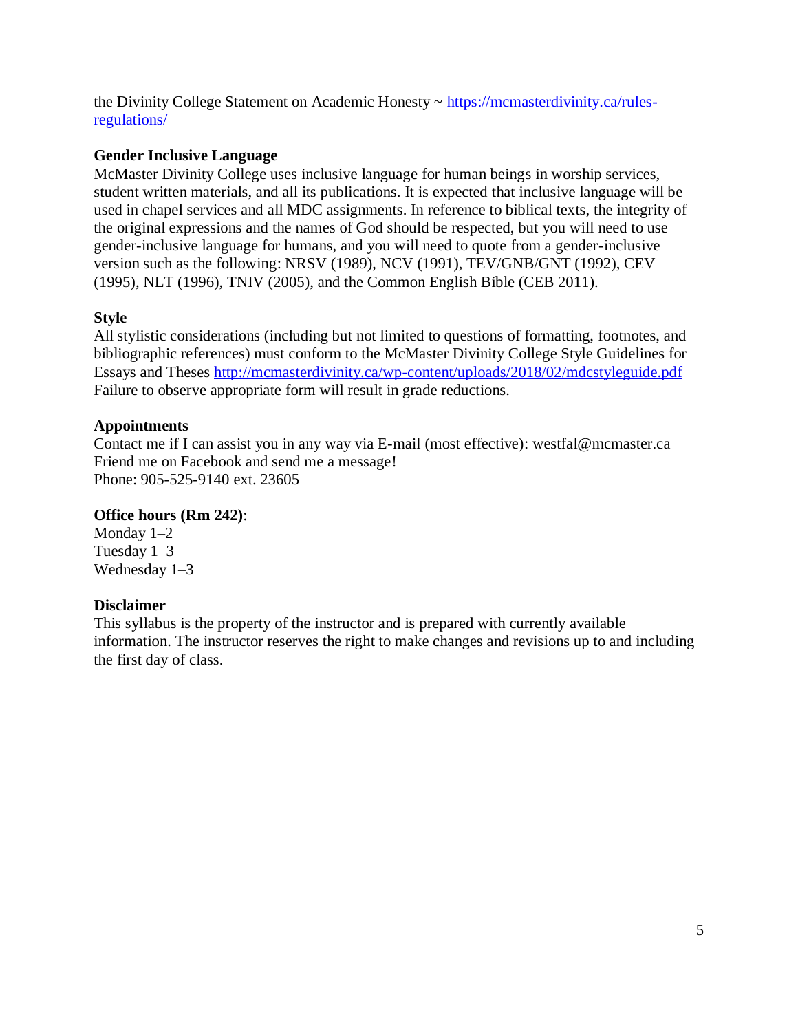the Divinity College Statement on Academic Honesty ~ [https://mcmasterdivinity.ca/rules-regulations/](https://mcmasterdivinity.ca/rules-regulations/)

**Gender Inclusive Language**

McMaster Divinity College uses inclusive language for human beings in worship services, student written materials, and all its publications. It is expected that inclusive language will be used in chapel services and all MDC assignments. In reference to biblical texts, the integrity of the original expressions and the names of God should be respected, but you will need to use gender-inclusive language for humans, and you will need to quote from a gender-inclusive version such as the following: NRSV (1989), NCV (1991), TEV/GNB/GNT (1992), CEV (1995), NLT (1996), TNIV (2005), and the Common English Bible (CEB 2011).

**Style**

All stylistic considerations (including but not limited to questions of formatting, footnotes, and bibliographic references) must conform to the McMaster Divinity College Style Guidelines for Essays and Theses [http://mcmasterdivinity.ca/wp-content/uploads/2018/02/mdcstyleguide.pdf](http://mcmasterdivinity.ca/wp-content/uploads/2018/02/mdcstyleguide.pdf) Failure to observe appropriate form will result in grade reductions.

**Appointments**

Contact me if I can assist you in any way via E-mail (most effective): westfal@mcmaster.ca
Friend me on Facebook and send me a message!
Phone: 905-525-9140 ext. 23605

**Office hours (Rm 242)**:

Monday 1–2
Tuesday 1–3
Wednesday 1–3

**Disclaimer**

This syllabus is the property of the instructor and is prepared with currently available information. The instructor reserves the right to make changes and revisions up to and including the first day of class.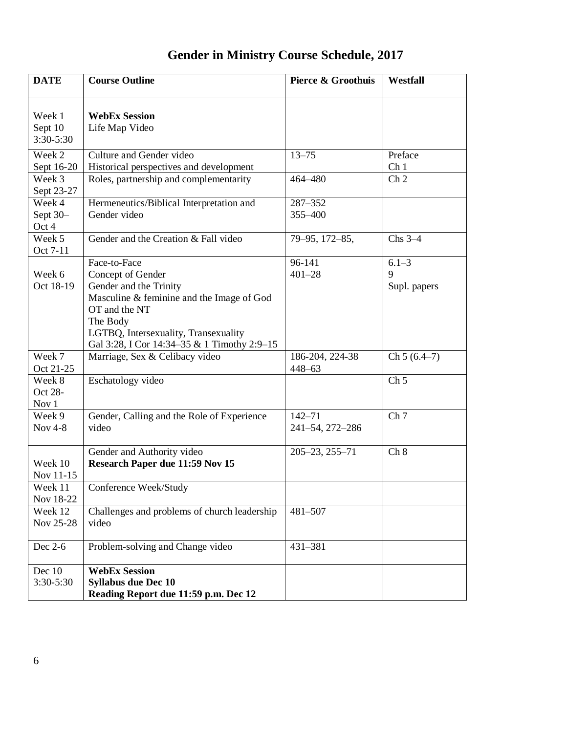# Gender in Ministry Course Schedule, 2017

| DATE | Course Outline | Pierce & Groothuis | Westfall |
|---|---|---|---|
| Week 1<br>Sept 10<br>3:30-5:30 | **WebEx Session**<br>Life Map Video | | |
| Week 2<br>Sept 16-20 | Culture and Gender video<br>Historical perspectives and development | 13–75 | Preface<br>Ch 1 |
| Week 3<br>Sept 23-27 | Roles, partnership and complementarity | 464–480 | Ch 2 |
| Week 4<br>Sept 30–<br>Oct 4 | Hermeneutics/Biblical Interpretation and Gender video | 287–352<br>355–400 | |
| Week 5<br>Oct 7-11 | Gender and the Creation & Fall video | 79–95, 172–85, | Chs 3–4 |
| Week 6<br>Oct 18-19 | Face-to-Face<br>Concept of Gender<br>Gender and the Trinity<br>Masculine & feminine and the Image of God<br>OT and the NT<br>The Body<br>LGTBQ, Intersexuality, Transexuality<br>Gal 3:28, I Cor 14:34–35 & 1 Timothy 2:9–15 | 96-141<br>401–28 | 6.1–3<br>9<br>Supl. papers |
| Week 7<br>Oct 21-25 | Marriage, Sex & Celibacy video | 186-204, 224-38<br>448–63 | Ch 5 (6.4–7) |
| Week 8<br>Oct 28-<br>Nov 1 | Eschatology video | | Ch 5 |
| Week 9<br>Nov 4-8 | Gender, Calling and the Role of Experience video | 142–71<br>241–54, 272–286 | Ch 7 |
| Week 10<br>Nov 11-15 | Gender and Authority video<br>**Research Paper due 11:59 Nov 15** | 205–23, 255–71 | Ch 8 |
| Week 11<br>Nov 18-22 | Conference Week/Study | | |
| Week 12<br>Nov 25-28 | Challenges and problems of church leadership video | 481–507 | |
| Dec 2-6 | Problem-solving and Change video | 431–381 | |
| Dec 10<br>3:30-5:30 | **WebEx Session**<br>**Syllabus due Dec 10**<br>**Reading Report due 11:59 p.m. Dec 12** | | |